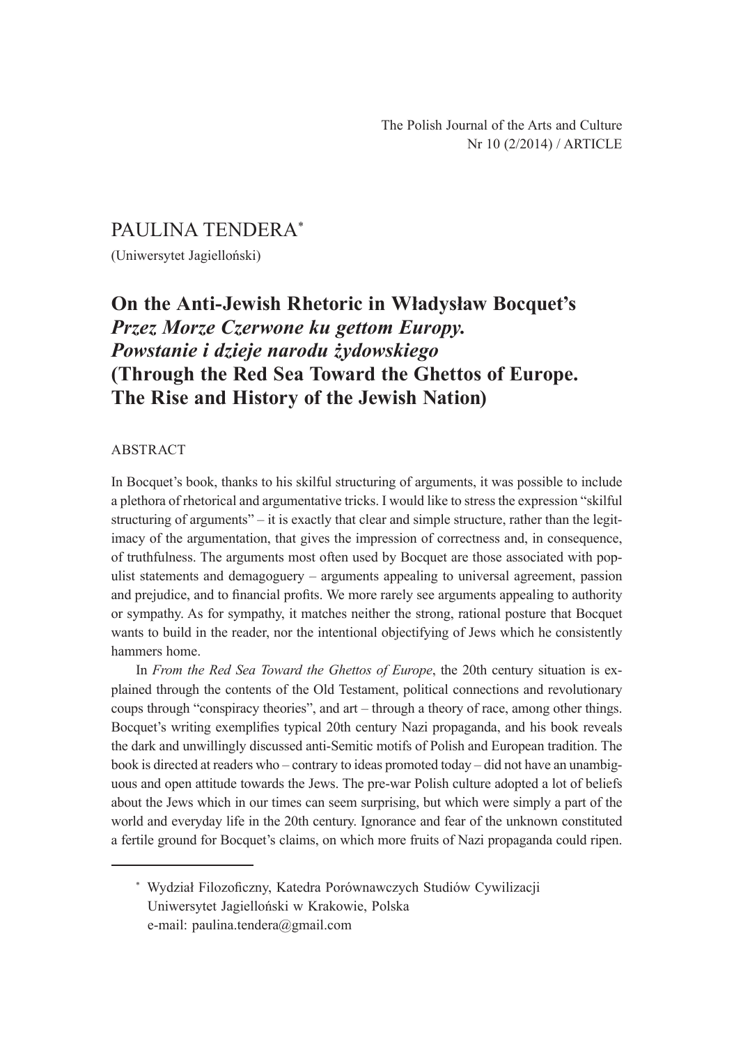The Polish Journal of the Arts and Culture
Nr 10 (2/2014) / ARTICLE

PAULINA TENDERA*

(Uniwersytet Jagielloński)

# On the Anti-Jewish Rhetoric in Władysław Bocquet's *Przez Morze Czerwone ku gettom Europy. Powstanie i dzieje narodu żydowskiego* (Through the Red Sea Toward the Ghettos of Europe. The Rise and History of the Jewish Nation)

## ABSTRACT

In Bocquet's book, thanks to his skilful structuring of arguments, it was possible to include a plethora of rhetorical and argumentative tricks. I would like to stress the expression "skilful structuring of arguments" – it is exactly that clear and simple structure, rather than the legitimacy of the argumentation, that gives the impression of correctness and, in consequence, of truthfulness. The arguments most often used by Bocquet are those associated with populist statements and demagoguery – arguments appealing to universal agreement, passion and prejudice, and to financial profits. We more rarely see arguments appealing to authority or sympathy. As for sympathy, it matches neither the strong, rational posture that Bocquet wants to build in the reader, nor the intentional objectifying of Jews which he consistently hammers home.

In *From the Red Sea Toward the Ghettos of Europe*, the 20th century situation is explained through the contents of the Old Testament, political connections and revolutionary coups through "conspiracy theories", and art – through a theory of race, among other things. Bocquet's writing exemplifies typical 20th century Nazi propaganda, and his book reveals the dark and unwillingly discussed anti-Semitic motifs of Polish and European tradition. The book is directed at readers who – contrary to ideas promoted today – did not have an unambiguous and open attitude towards the Jews. The pre-war Polish culture adopted a lot of beliefs about the Jews which in our times can seem surprising, but which were simply a part of the world and everyday life in the 20th century. Ignorance and fear of the unknown constituted a fertile ground for Bocquet's claims, on which more fruits of Nazi propaganda could ripen.

---

\* Wydział Filozoficzny, Katedra Porównawczych Studiów Cywilizacji
Uniwersytet Jagielloński w Krakowie, Polska
e-mail: paulina.tendera@gmail.com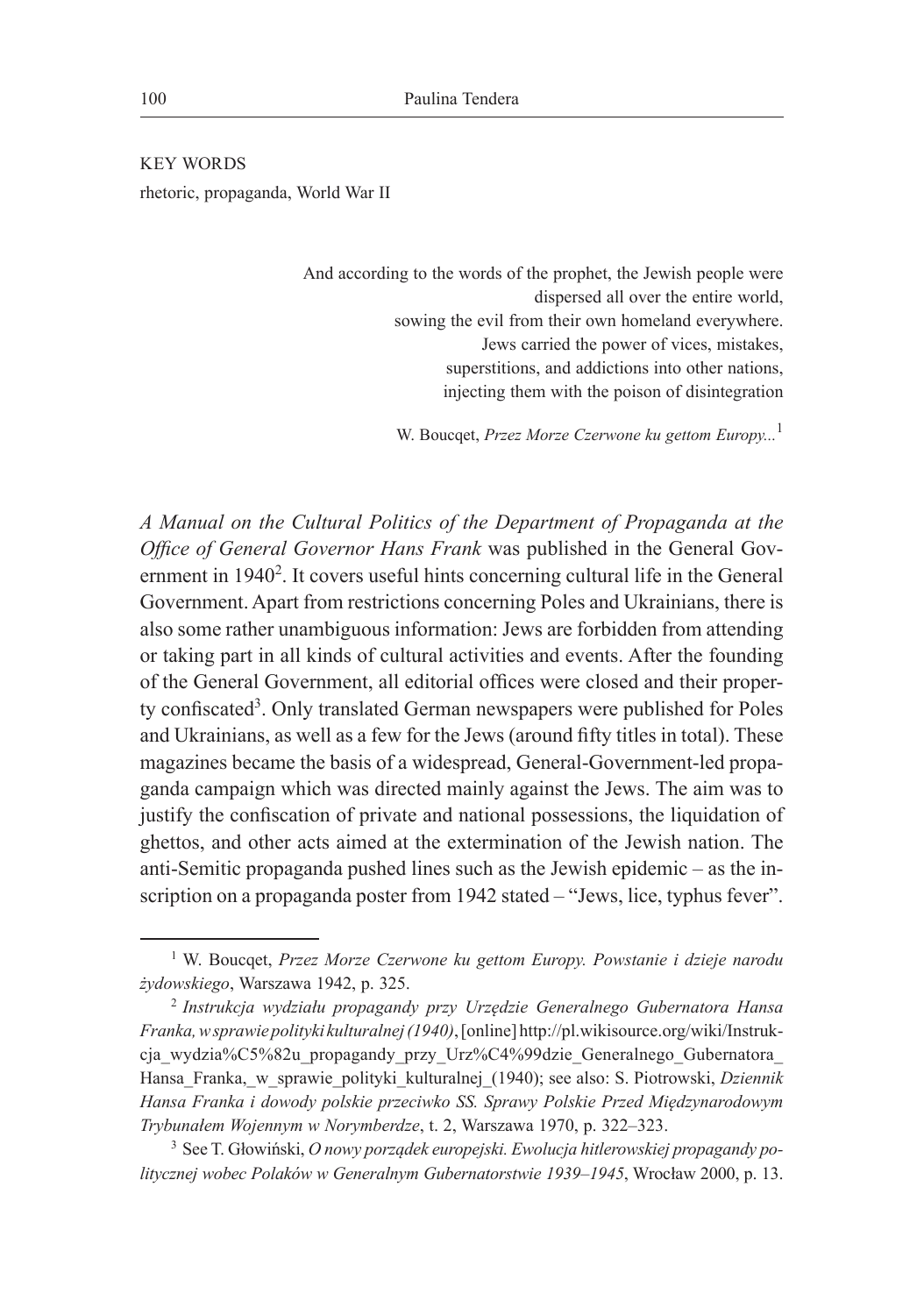KEY WORDS

rhetoric, propaganda, World War II

> And according to the words of the prophet, the Jewish people were dispersed all over the entire world,
> sowing the evil from their own homeland everywhere.
> Jews carried the power of vices, mistakes,
> superstitions, and addictions into other nations,
> injecting them with the poison of disintegration
>
> W. Boucqet, *Przez Morze Czerwone ku gettom Europy...*[1]

*A Manual on the Cultural Politics of the Department of Propaganda at the Office of General Governor Hans Frank* was published in the General Government in 1940[2]. It covers useful hints concerning cultural life in the General Government. Apart from restrictions concerning Poles and Ukrainians, there is also some rather unambiguous information: Jews are forbidden from attending or taking part in all kinds of cultural activities and events. After the founding of the General Government, all editorial offices were closed and their property confiscated[3]. Only translated German newspapers were published for Poles and Ukrainians, as well as a few for the Jews (around fifty titles in total). These magazines became the basis of a widespread, General-Government-led propaganda campaign which was directed mainly against the Jews. The aim was to justify the confiscation of private and national possessions, the liquidation of ghettos, and other acts aimed at the extermination of the Jewish nation. The anti-Semitic propaganda pushed lines such as the Jewish epidemic – as the inscription on a propaganda poster from 1942 stated – "Jews, lice, typhus fever".

---

[1] W. Boucqet, *Przez Morze Czerwone ku gettom Europy. Powstanie i dzieje narodu żydowskiego*, Warszawa 1942, p. 325.

[2] *Instrukcja wydziału propagandy przy Urzędzie Generalnego Gubernatora Hansa Franka, w sprawie polityki kulturalnej (1940)*, [online] http://pl.wikisource.org/wiki/Instrukcja_wydzia%C5%82u_propagandy_przy_Urz%C4%99dzie_Generalnego_Gubernatora_Hansa_Franka,_w_sprawie_polityki_kulturalnej_(1940); see also: S. Piotrowski, *Dziennik Hansa Franka i dowody polskie przeciwko SS. Sprawy Polskie Przed Międzynarodowym Trybunałem Wojennym w Norymberdze*, t. 2, Warszawa 1970, p. 322–323.

[3] See T. Głowiński, *O nowy porządek europejski. Ewolucja hitlerowskiej propagandy politycznej wobec Polaków w Generalnym Gubernatorstwie 1939–1945*, Wrocław 2000, p. 13.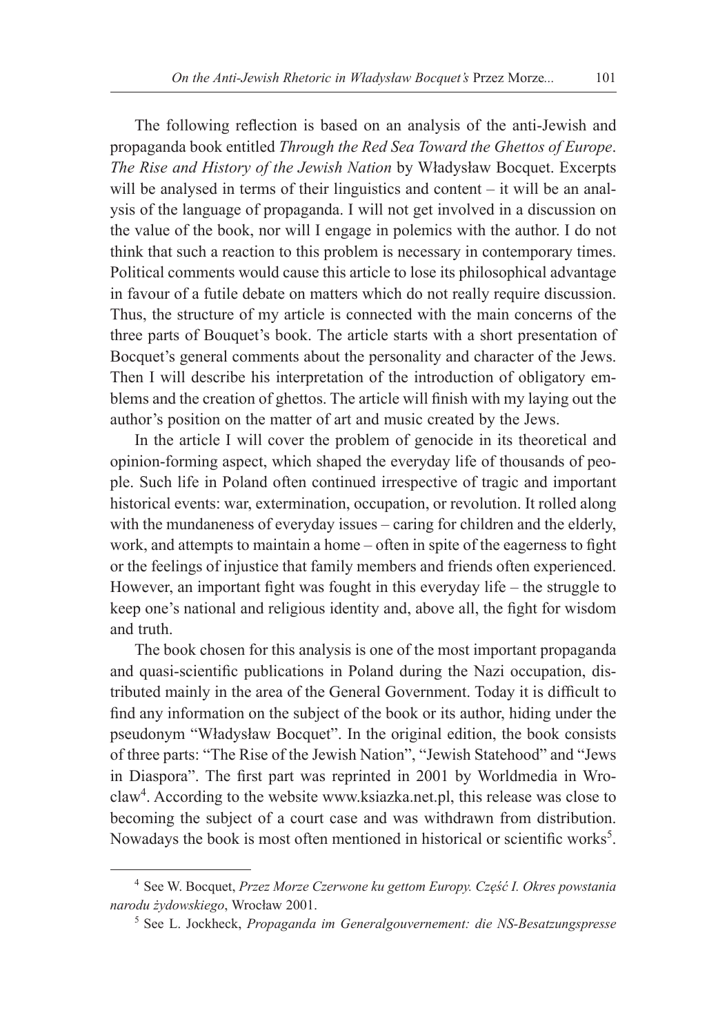The following reflection is based on an analysis of the anti-Jewish and propaganda book entitled *Through the Red Sea Toward the Ghettos of Europe*. *The Rise and History of the Jewish Nation* by Władysław Bocquet. Excerpts will be analysed in terms of their linguistics and content – it will be an analysis of the language of propaganda. I will not get involved in a discussion on the value of the book, nor will I engage in polemics with the author. I do not think that such a reaction to this problem is necessary in contemporary times. Political comments would cause this article to lose its philosophical advantage in favour of a futile debate on matters which do not really require discussion. Thus, the structure of my article is connected with the main concerns of the three parts of Bouquet's book. The article starts with a short presentation of Bocquet's general comments about the personality and character of the Jews. Then I will describe his interpretation of the introduction of obligatory emblems and the creation of ghettos. The article will finish with my laying out the author's position on the matter of art and music created by the Jews.

In the article I will cover the problem of genocide in its theoretical and opinion-forming aspect, which shaped the everyday life of thousands of people. Such life in Poland often continued irrespective of tragic and important historical events: war, extermination, occupation, or revolution. It rolled along with the mundaneness of everyday issues – caring for children and the elderly, work, and attempts to maintain a home – often in spite of the eagerness to fight or the feelings of injustice that family members and friends often experienced. However, an important fight was fought in this everyday life – the struggle to keep one's national and religious identity and, above all, the fight for wisdom and truth.

The book chosen for this analysis is one of the most important propaganda and quasi-scientific publications in Poland during the Nazi occupation, distributed mainly in the area of the General Government. Today it is difficult to find any information on the subject of the book or its author, hiding under the pseudonym "Władysław Bocquet". In the original edition, the book consists of three parts: "The Rise of the Jewish Nation", "Jewish Statehood" and "Jews in Diaspora". The first part was reprinted in 2001 by Worldmedia in Wrocław[4]. According to the website www.ksiazka.net.pl, this release was close to becoming the subject of a court case and was withdrawn from distribution. Nowadays the book is most often mentioned in historical or scientific works[5].

---

[4] See W. Bocquet, *Przez Morze Czerwone ku gettom Europy. Część I. Okres powstania narodu żydowskiego*, Wrocław 2001.

[5] See L. Jockheck, *Propaganda im Generalgouvernement: die NS-Besatzungspresse*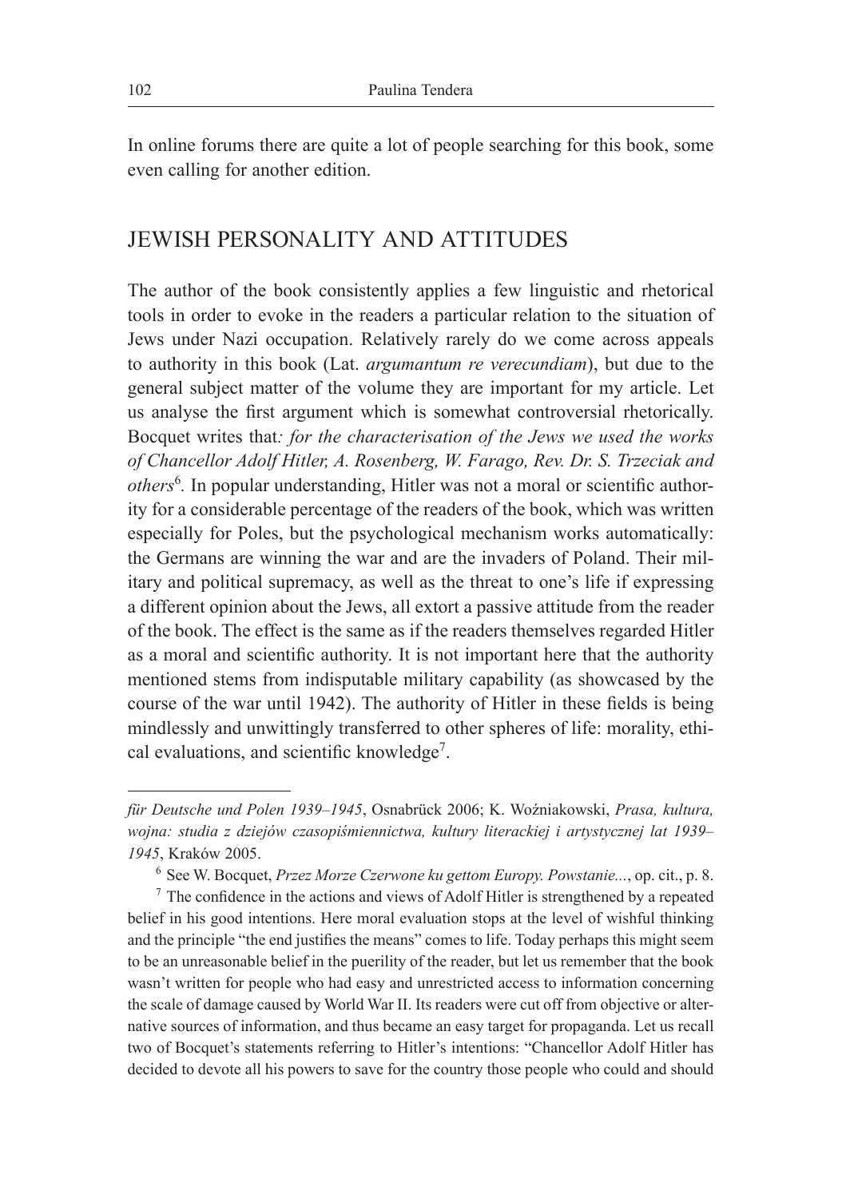In online forums there are quite a lot of people searching for this book, some even calling for another edition.

## JEWISH PERSONALITY AND ATTITUDES

The author of the book consistently applies a few linguistic and rhetorical tools in order to evoke in the readers a particular relation to the situation of Jews under Nazi occupation. Relatively rarely do we come across appeals to authority in this book (Lat. *argumantum re verecundiam*), but due to the general subject matter of the volume they are important for my article. Let us analyse the first argument which is somewhat controversial rhetorically. Bocquet writes that*: for the characterisation of the Jews we used the works of Chancellor Adolf Hitler, A. Rosenberg, W. Farago, Rev. Dr. S. Trzeciak and others*[6]*.* In popular understanding, Hitler was not a moral or scientific authority for a considerable percentage of the readers of the book, which was written especially for Poles, but the psychological mechanism works automatically: the Germans are winning the war and are the invaders of Poland. Their military and political supremacy, as well as the threat to one's life if expressing a different opinion about the Jews, all extort a passive attitude from the reader of the book. The effect is the same as if the readers themselves regarded Hitler as a moral and scientific authority. It is not important here that the authority mentioned stems from indisputable military capability (as showcased by the course of the war until 1942). The authority of Hitler in these fields is being mindlessly and unwittingly transferred to other spheres of life: morality, ethical evaluations, and scientific knowledge[7].

---

*für Deutsche und Polen 1939–1945*, Osnabrück 2006; K. Woźniakowski, *Prasa, kultura, wojna: studia z dziejów czasopiśmiennictwa, kultury literackiej i artystycznej lat 1939–1945*, Kraków 2005.

[6] See W. Bocquet, *Przez Morze Czerwone ku gettom Europy. Powstanie...*, op. cit., p. 8.

[7] The confidence in the actions and views of Adolf Hitler is strengthened by a repeated belief in his good intentions. Here moral evaluation stops at the level of wishful thinking and the principle "the end justifies the means" comes to life. Today perhaps this might seem to be an unreasonable belief in the puerility of the reader, but let us remember that the book wasn't written for people who had easy and unrestricted access to information concerning the scale of damage caused by World War II. Its readers were cut off from objective or alternative sources of information, and thus became an easy target for propaganda. Let us recall two of Bocquet's statements referring to Hitler's intentions: "Chancellor Adolf Hitler has decided to devote all his powers to save for the country those people who could and should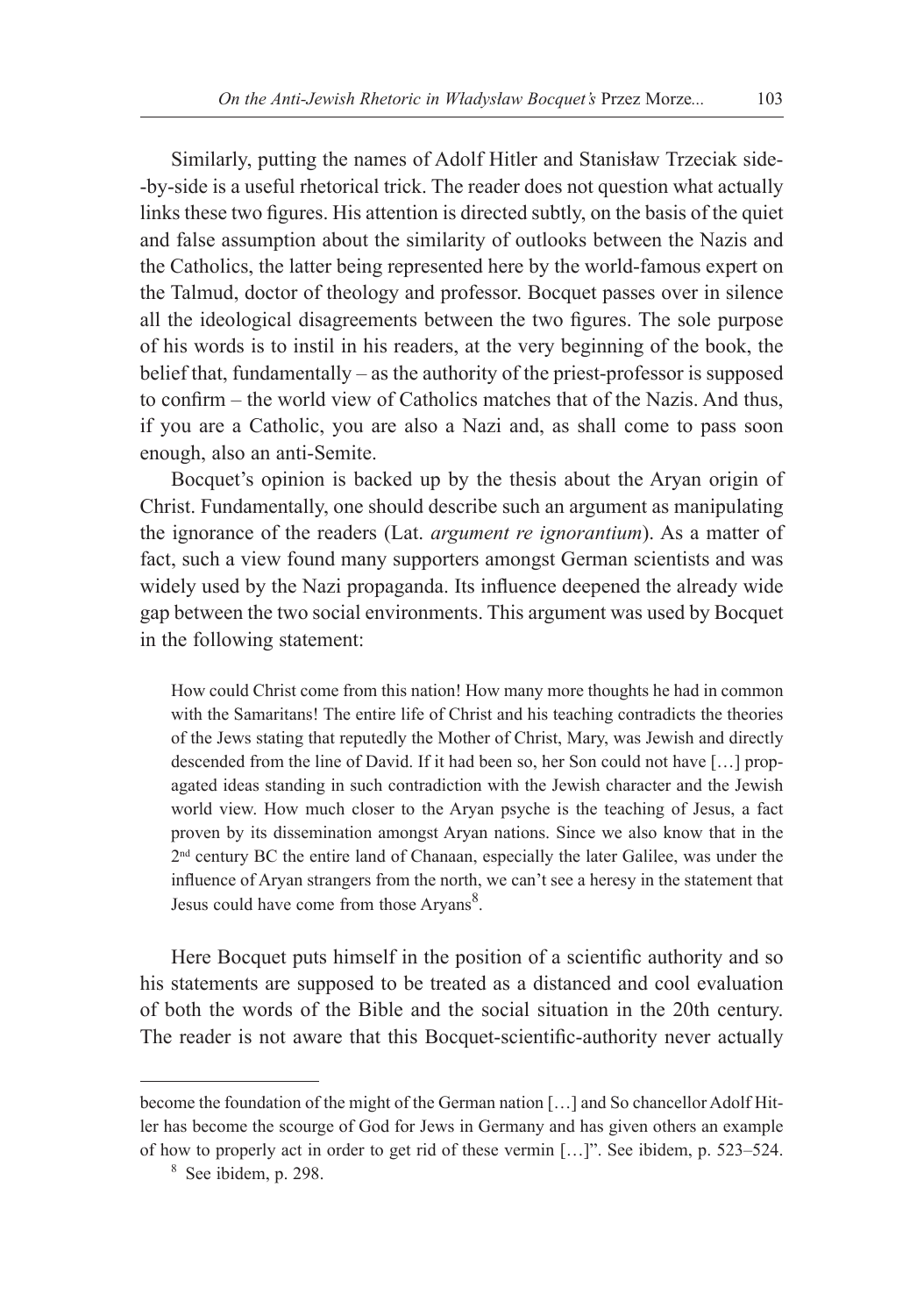Similarly, putting the names of Adolf Hitler and Stanisław Trzeciak side-by-side is a useful rhetorical trick. The reader does not question what actually links these two figures. His attention is directed subtly, on the basis of the quiet and false assumption about the similarity of outlooks between the Nazis and the Catholics, the latter being represented here by the world-famous expert on the Talmud, doctor of theology and professor. Bocquet passes over in silence all the ideological disagreements between the two figures. The sole purpose of his words is to instil in his readers, at the very beginning of the book, the belief that, fundamentally – as the authority of the priest-professor is supposed to confirm – the world view of Catholics matches that of the Nazis. And thus, if you are a Catholic, you are also a Nazi and, as shall come to pass soon enough, also an anti-Semite.

Bocquet's opinion is backed up by the thesis about the Aryan origin of Christ. Fundamentally, one should describe such an argument as manipulating the ignorance of the readers (Lat. *argument re ignorantium*). As a matter of fact, such a view found many supporters amongst German scientists and was widely used by the Nazi propaganda. Its influence deepened the already wide gap between the two social environments. This argument was used by Bocquet in the following statement:

> How could Christ come from this nation! How many more thoughts he had in common with the Samaritans! The entire life of Christ and his teaching contradicts the theories of the Jews stating that reputedly the Mother of Christ, Mary, was Jewish and directly descended from the line of David. If it had been so, her Son could not have […] propagated ideas standing in such contradiction with the Jewish character and the Jewish world view. How much closer to the Aryan psyche is the teaching of Jesus, a fact proven by its dissemination amongst Aryan nations. Since we also know that in the 2nd century BC the entire land of Chanaan, especially the later Galilee, was under the influence of Aryan strangers from the north, we can't see a heresy in the statement that Jesus could have come from those Aryans[8].

Here Bocquet puts himself in the position of a scientific authority and so his statements are supposed to be treated as a distanced and cool evaluation of both the words of the Bible and the social situation in the 20th century. The reader is not aware that this Bocquet-scientific-authority never actually

---

become the foundation of the might of the German nation […] and So chancellor Adolf Hitler has become the scourge of God for Jews in Germany and has given others an example of how to properly act in order to get rid of these vermin […]". See ibidem, p. 523–524.

[8] See ibidem, p. 298.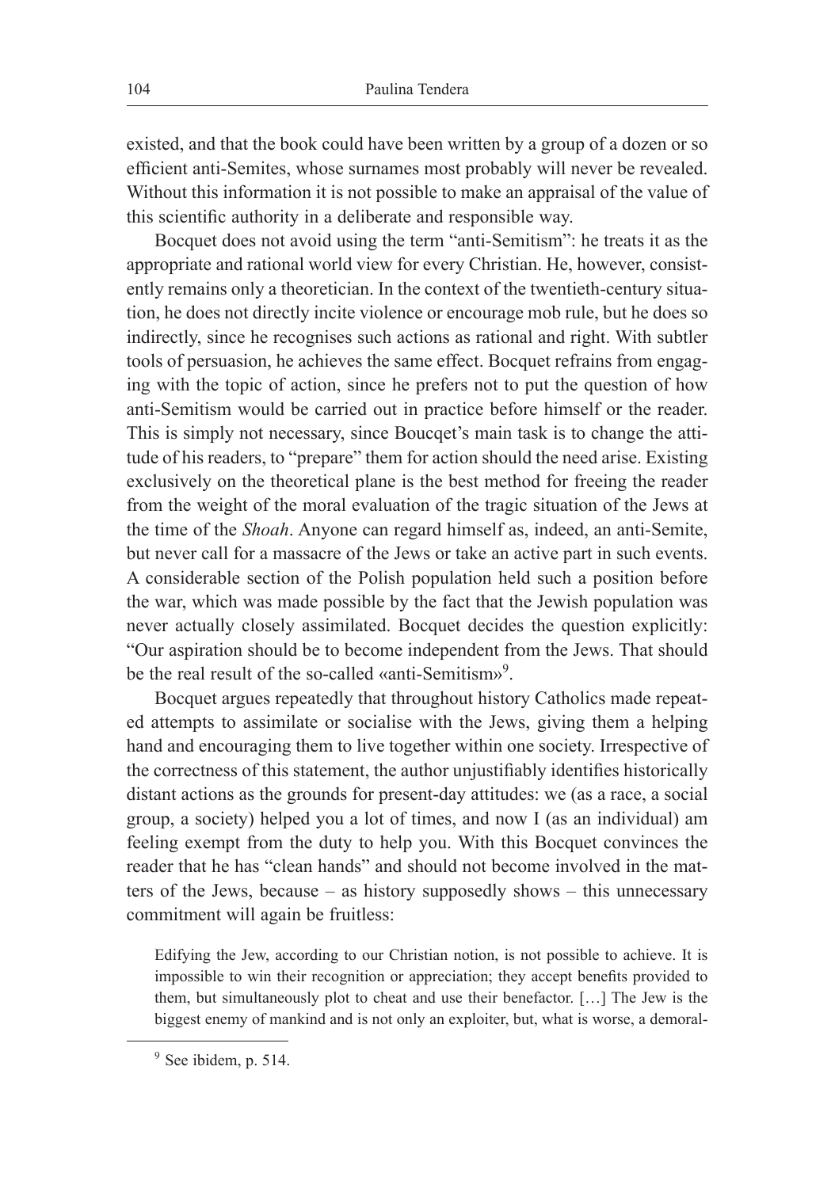existed, and that the book could have been written by a group of a dozen or so efficient anti-Semites, whose surnames most probably will never be revealed. Without this information it is not possible to make an appraisal of the value of this scientific authority in a deliberate and responsible way.

Bocquet does not avoid using the term "anti-Semitism": he treats it as the appropriate and rational world view for every Christian. He, however, consistently remains only a theoretician. In the context of the twentieth-century situation, he does not directly incite violence or encourage mob rule, but he does so indirectly, since he recognises such actions as rational and right. With subtler tools of persuasion, he achieves the same effect. Bocquet refrains from engaging with the topic of action, since he prefers not to put the question of how anti-Semitism would be carried out in practice before himself or the reader. This is simply not necessary, since Boucqet's main task is to change the attitude of his readers, to "prepare" them for action should the need arise. Existing exclusively on the theoretical plane is the best method for freeing the reader from the weight of the moral evaluation of the tragic situation of the Jews at the time of the *Shoah*. Anyone can regard himself as, indeed, an anti-Semite, but never call for a massacre of the Jews or take an active part in such events. A considerable section of the Polish population held such a position before the war, which was made possible by the fact that the Jewish population was never actually closely assimilated. Bocquet decides the question explicitly: "Our aspiration should be to become independent from the Jews. That should be the real result of the so-called «anti-Semitism»[9].

Bocquet argues repeatedly that throughout history Catholics made repeated attempts to assimilate or socialise with the Jews, giving them a helping hand and encouraging them to live together within one society. Irrespective of the correctness of this statement, the author unjustifiably identifies historically distant actions as the grounds for present-day attitudes: we (as a race, a social group, a society) helped you a lot of times, and now I (as an individual) am feeling exempt from the duty to help you. With this Bocquet convinces the reader that he has "clean hands" and should not become involved in the matters of the Jews, because – as history supposedly shows – this unnecessary commitment will again be fruitless:

> Edifying the Jew, according to our Christian notion, is not possible to achieve. It is impossible to win their recognition or appreciation; they accept benefits provided to them, but simultaneously plot to cheat and use their benefactor. […] The Jew is the biggest enemy of mankind and is not only an exploiter, but, what is worse, a demoral-

[9] See ibidem, p. 514.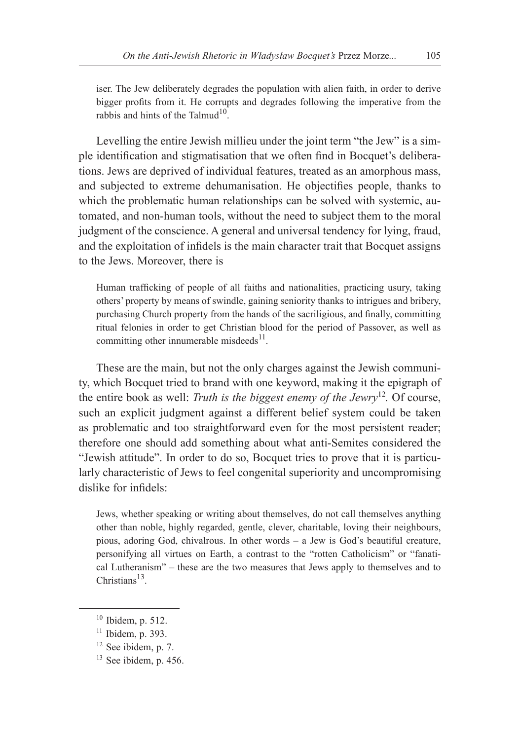iser. The Jew deliberately degrades the population with alien faith, in order to derive bigger profits from it. He corrupts and degrades following the imperative from the rabbis and hints of the Talmud[10].

Levelling the entire Jewish millieu under the joint term "the Jew" is a simple identification and stigmatisation that we often find in Bocquet's deliberations. Jews are deprived of individual features, treated as an amorphous mass, and subjected to extreme dehumanisation. He objectifies people, thanks to which the problematic human relationships can be solved with systemic, automated, and non-human tools, without the need to subject them to the moral judgment of the conscience. A general and universal tendency for lying, fraud, and the exploitation of infidels is the main character trait that Bocquet assigns to the Jews. Moreover, there is

> Human trafficking of people of all faiths and nationalities, practicing usury, taking others' property by means of swindle, gaining seniority thanks to intrigues and bribery, purchasing Church property from the hands of the sacriligious, and finally, committing ritual felonies in order to get Christian blood for the period of Passover, as well as committing other innumerable misdeeds[11].

These are the main, but not the only charges against the Jewish community, which Bocquet tried to brand with one keyword, making it the epigraph of the entire book as well: *Truth is the biggest enemy of the Jewry*[12]. Of course, such an explicit judgment against a different belief system could be taken as problematic and too straightforward even for the most persistent reader; therefore one should add something about what anti-Semites considered the "Jewish attitude". In order to do so, Bocquet tries to prove that it is particularly characteristic of Jews to feel congenital superiority and uncompromising dislike for infidels:

> Jews, whether speaking or writing about themselves, do not call themselves anything other than noble, highly regarded, gentle, clever, charitable, loving their neighbours, pious, adoring God, chivalrous. In other words – a Jew is God's beautiful creature, personifying all virtues on Earth, a contrast to the "rotten Catholicism" or "fanatical Lutheranism" – these are the two measures that Jews apply to themselves and to Christians[13].

---

[10] Ibidem, p. 512.

[11] Ibidem, p. 393.

[12] See ibidem, p. 7.

[13] See ibidem, p. 456.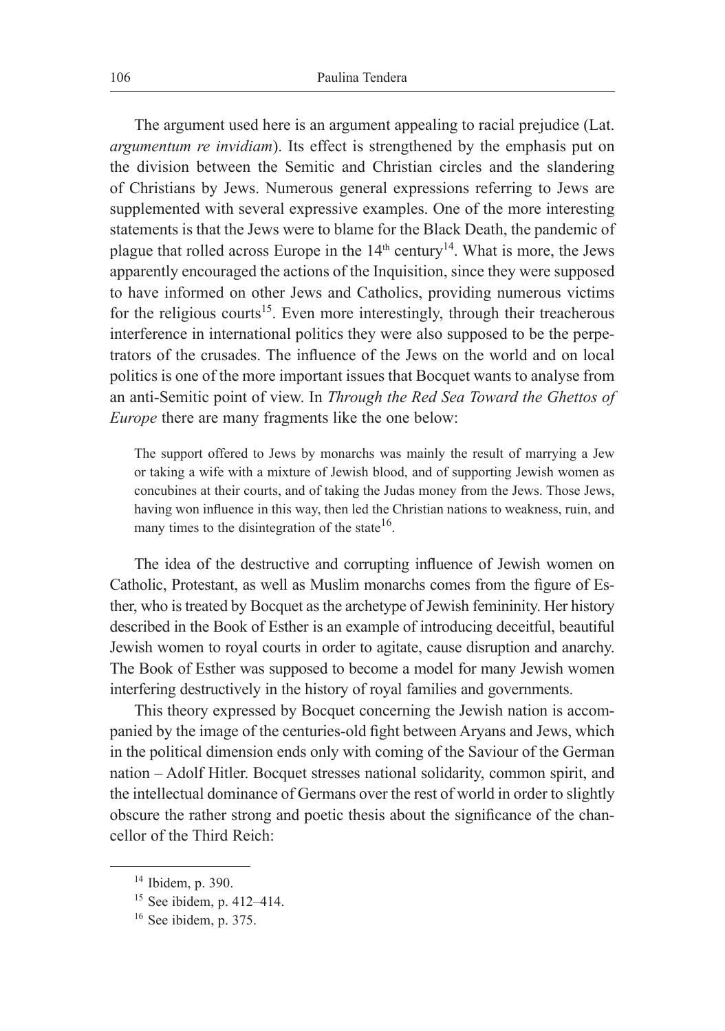The argument used here is an argument appealing to racial prejudice (Lat. *argumentum re invidiam*). Its effect is strengthened by the emphasis put on the division between the Semitic and Christian circles and the slandering of Christians by Jews. Numerous general expressions referring to Jews are supplemented with several expressive examples. One of the more interesting statements is that the Jews were to blame for the Black Death, the pandemic of plague that rolled across Europe in the 14th century[14]. What is more, the Jews apparently encouraged the actions of the Inquisition, since they were supposed to have informed on other Jews and Catholics, providing numerous victims for the religious courts[15]. Even more interestingly, through their treacherous interference in international politics they were also supposed to be the perpetrators of the crusades. The influence of the Jews on the world and on local politics is one of the more important issues that Bocquet wants to analyse from an anti-Semitic point of view. In *Through the Red Sea Toward the Ghettos of Europe* there are many fragments like the one below:

> The support offered to Jews by monarchs was mainly the result of marrying a Jew or taking a wife with a mixture of Jewish blood, and of supporting Jewish women as concubines at their courts, and of taking the Judas money from the Jews. Those Jews, having won influence in this way, then led the Christian nations to weakness, ruin, and many times to the disintegration of the state[16].

The idea of the destructive and corrupting influence of Jewish women on Catholic, Protestant, as well as Muslim monarchs comes from the figure of Esther, who is treated by Bocquet as the archetype of Jewish femininity. Her history described in the Book of Esther is an example of introducing deceitful, beautiful Jewish women to royal courts in order to agitate, cause disruption and anarchy. The Book of Esther was supposed to become a model for many Jewish women interfering destructively in the history of royal families and governments.

This theory expressed by Bocquet concerning the Jewish nation is accompanied by the image of the centuries-old fight between Aryans and Jews, which in the political dimension ends only with coming of the Saviour of the German nation – Adolf Hitler. Bocquet stresses national solidarity, common spirit, and the intellectual dominance of Germans over the rest of world in order to slightly obscure the rather strong and poetic thesis about the significance of the chancellor of the Third Reich:

---

[14] Ibidem, p. 390.

[15] See ibidem, p. 412–414.

[16] See ibidem, p. 375.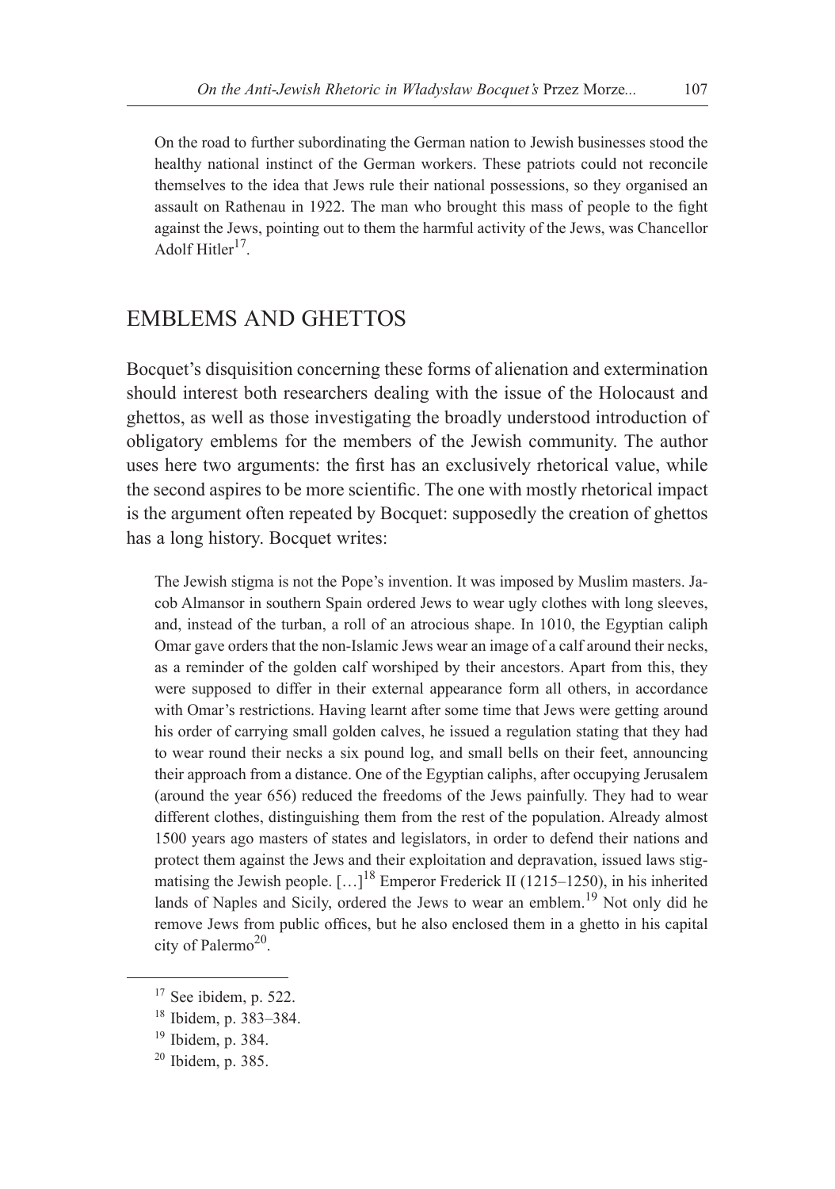> On the road to further subordinating the German nation to Jewish businesses stood the healthy national instinct of the German workers. These patriots could not reconcile themselves to the idea that Jews rule their national possessions, so they organised an assault on Rathenau in 1922. The man who brought this mass of people to the fight against the Jews, pointing out to them the harmful activity of the Jews, was Chancellor Adolf Hitler[17].

## EMBLEMS AND GHETTOS

Bocquet's disquisition concerning these forms of alienation and extermination should interest both researchers dealing with the issue of the Holocaust and ghettos, as well as those investigating the broadly understood introduction of obligatory emblems for the members of the Jewish community. The author uses here two arguments: the first has an exclusively rhetorical value, while the second aspires to be more scientific. The one with mostly rhetorical impact is the argument often repeated by Bocquet: supposedly the creation of ghettos has a long history. Bocquet writes:

> The Jewish stigma is not the Pope's invention. It was imposed by Muslim masters. Jacob Almansor in southern Spain ordered Jews to wear ugly clothes with long sleeves, and, instead of the turban, a roll of an atrocious shape. In 1010, the Egyptian caliph Omar gave orders that the non-Islamic Jews wear an image of a calf around their necks, as a reminder of the golden calf worshiped by their ancestors. Apart from this, they were supposed to differ in their external appearance form all others, in accordance with Omar's restrictions. Having learnt after some time that Jews were getting around his order of carrying small golden calves, he issued a regulation stating that they had to wear round their necks a six pound log, and small bells on their feet, announcing their approach from a distance. One of the Egyptian caliphs, after occupying Jerusalem (around the year 656) reduced the freedoms of the Jews painfully. They had to wear different clothes, distinguishing them from the rest of the population. Already almost 1500 years ago masters of states and legislators, in order to defend their nations and protect them against the Jews and their exploitation and depravation, issued laws stigmatising the Jewish people. […][18] Emperor Frederick II (1215–1250), in his inherited lands of Naples and Sicily, ordered the Jews to wear an emblem.[19] Not only did he remove Jews from public offices, but he also enclosed them in a ghetto in his capital city of Palermo[20].

---

[17] See ibidem, p. 522.

[18] Ibidem, p. 383–384.

[19] Ibidem, p. 384.

[20] Ibidem, p. 385.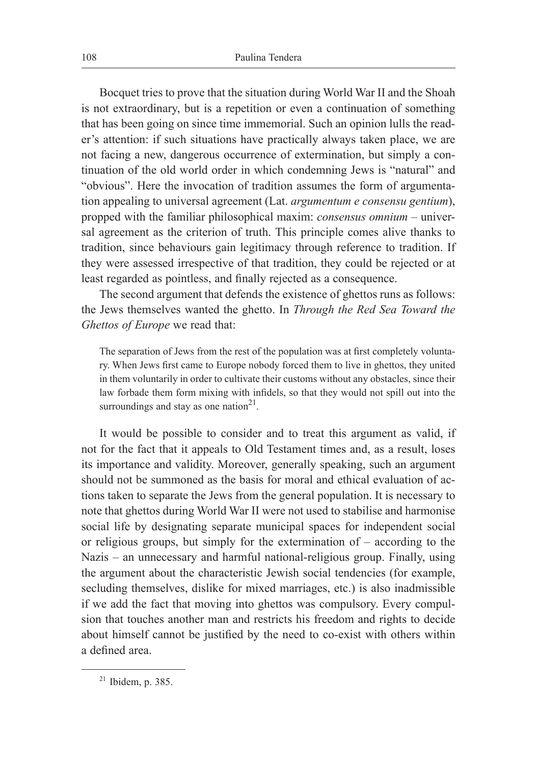Bocquet tries to prove that the situation during World War II and the Shoah is not extraordinary, but is a repetition or even a continuation of something that has been going on since time immemorial. Such an opinion lulls the reader's attention: if such situations have practically always taken place, we are not facing a new, dangerous occurrence of extermination, but simply a continuation of the old world order in which condemning Jews is "natural" and "obvious". Here the invocation of tradition assumes the form of argumentation appealing to universal agreement (Lat. *argumentum e consensu gentium*), propped with the familiar philosophical maxim: *consensus omnium* – universal agreement as the criterion of truth. This principle comes alive thanks to tradition, since behaviours gain legitimacy through reference to tradition. If they were assessed irrespective of that tradition, they could be rejected or at least regarded as pointless, and finally rejected as a consequence.

The second argument that defends the existence of ghettos runs as follows: the Jews themselves wanted the ghetto. In *Through the Red Sea Toward the Ghettos of Europe* we read that:

> The separation of Jews from the rest of the population was at first completely voluntary. When Jews first came to Europe nobody forced them to live in ghettos, they united in them voluntarily in order to cultivate their customs without any obstacles, since their law forbade them form mixing with infidels, so that they would not spill out into the surroundings and stay as one nation[21].

It would be possible to consider and to treat this argument as valid, if not for the fact that it appeals to Old Testament times and, as a result, loses its importance and validity. Moreover, generally speaking, such an argument should not be summoned as the basis for moral and ethical evaluation of actions taken to separate the Jews from the general population. It is necessary to note that ghettos during World War II were not used to stabilise and harmonise social life by designating separate municipal spaces for independent social or religious groups, but simply for the extermination of – according to the Nazis – an unnecessary and harmful national-religious group. Finally, using the argument about the characteristic Jewish social tendencies (for example, secluding themselves, dislike for mixed marriages, etc.) is also inadmissible if we add the fact that moving into ghettos was compulsory. Every compulsion that touches another man and restricts his freedom and rights to decide about himself cannot be justified by the need to co-exist with others within a defined area.

[21] Ibidem, p. 385.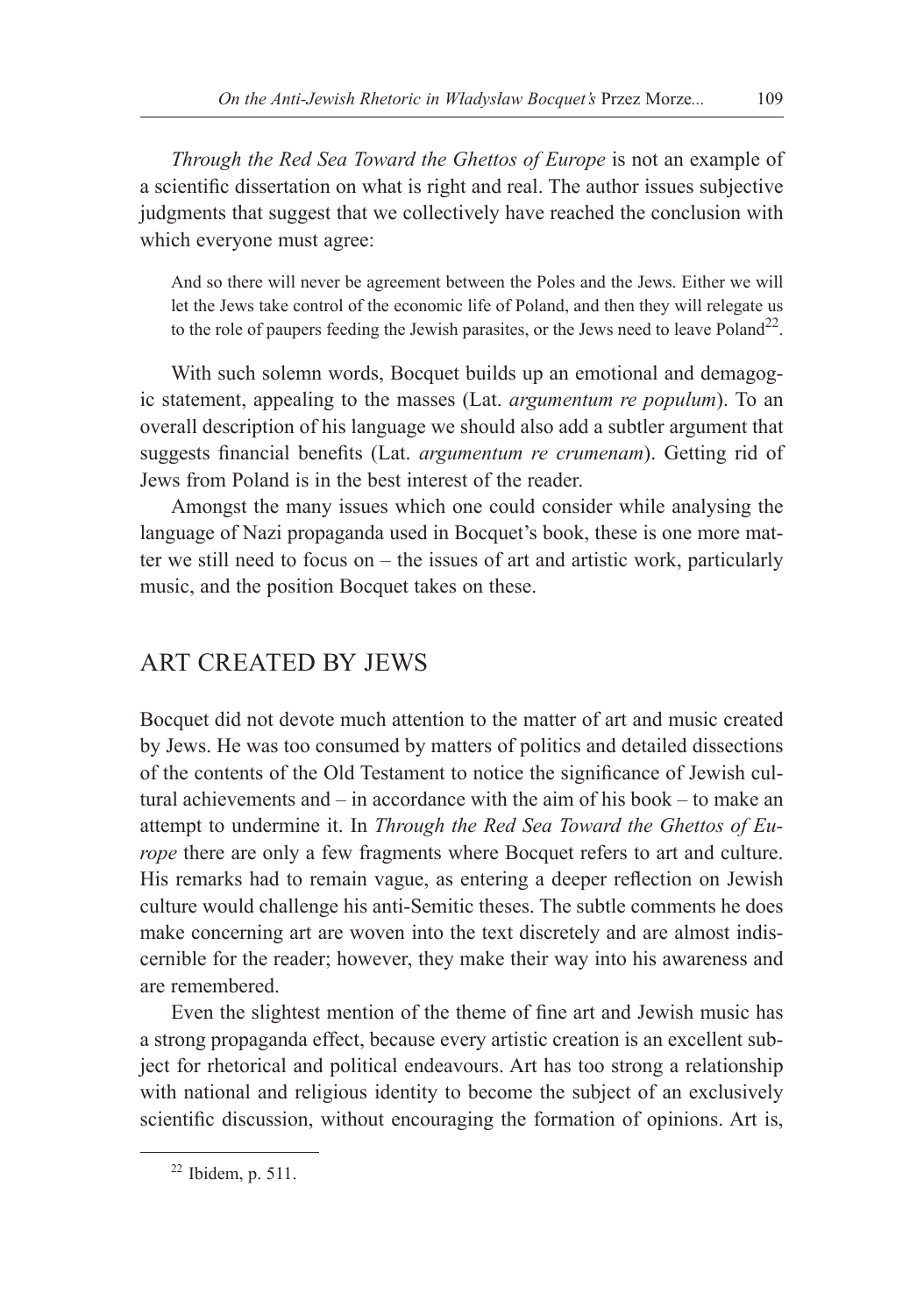*Through the Red Sea Toward the Ghettos of Europe* is not an example of a scientific dissertation on what is right and real. The author issues subjective judgments that suggest that we collectively have reached the conclusion with which everyone must agree:

> And so there will never be agreement between the Poles and the Jews. Either we will let the Jews take control of the economic life of Poland, and then they will relegate us to the role of paupers feeding the Jewish parasites, or the Jews need to leave Poland[22].

With such solemn words, Bocquet builds up an emotional and demagogic statement, appealing to the masses (Lat. *argumentum re populum*). To an overall description of his language we should also add a subtler argument that suggests financial benefits (Lat. *argumentum re crumenam*). Getting rid of Jews from Poland is in the best interest of the reader.

Amongst the many issues which one could consider while analysing the language of Nazi propaganda used in Bocquet's book, these is one more matter we still need to focus on – the issues of art and artistic work, particularly music, and the position Bocquet takes on these.

## ART CREATED BY JEWS

Bocquet did not devote much attention to the matter of art and music created by Jews. He was too consumed by matters of politics and detailed dissections of the contents of the Old Testament to notice the significance of Jewish cultural achievements and – in accordance with the aim of his book – to make an attempt to undermine it. In *Through the Red Sea Toward the Ghettos of Europe* there are only a few fragments where Bocquet refers to art and culture. His remarks had to remain vague, as entering a deeper reflection on Jewish culture would challenge his anti-Semitic theses. The subtle comments he does make concerning art are woven into the text discretely and are almost indiscernible for the reader; however, they make their way into his awareness and are remembered.

Even the slightest mention of the theme of fine art and Jewish music has a strong propaganda effect, because every artistic creation is an excellent subject for rhetorical and political endeavours. Art has too strong a relationship with national and religious identity to become the subject of an exclusively scientific discussion, without encouraging the formation of opinions. Art is,

[22] Ibidem, p. 511.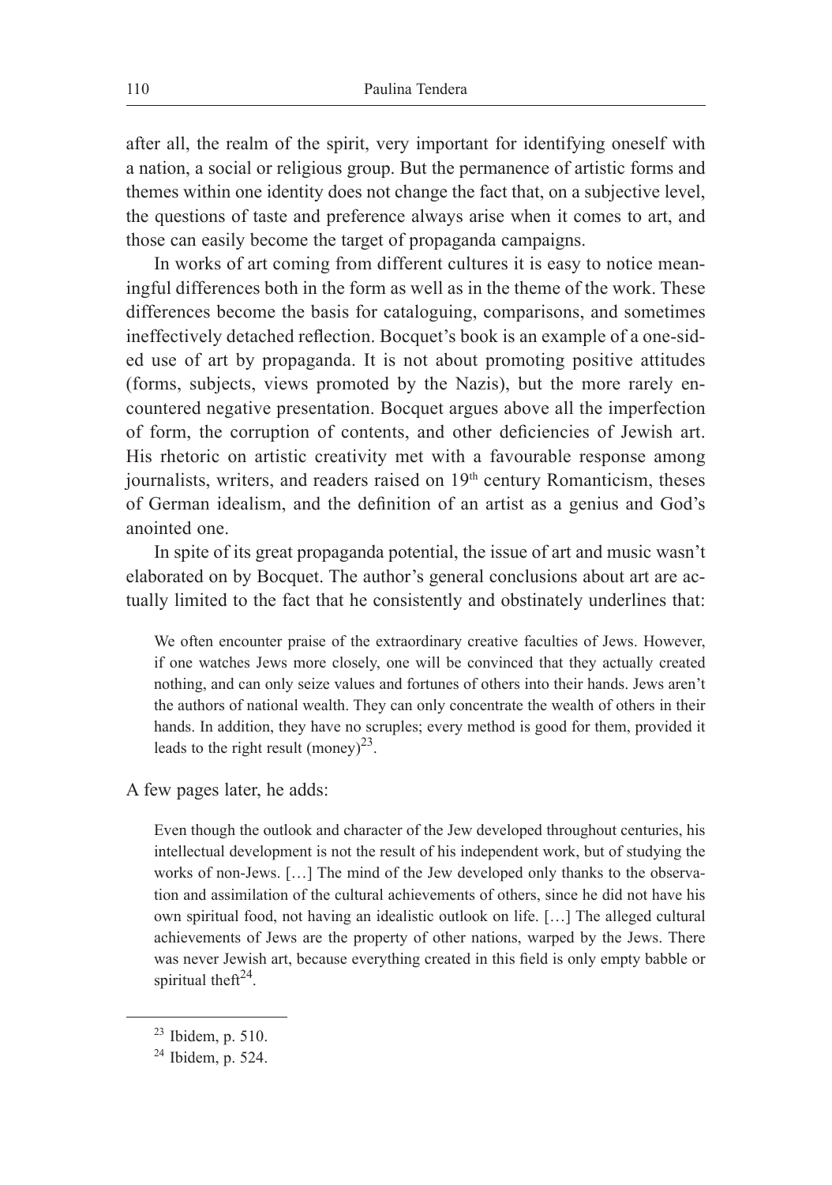after all, the realm of the spirit, very important for identifying oneself with a nation, a social or religious group. But the permanence of artistic forms and themes within one identity does not change the fact that, on a subjective level, the questions of taste and preference always arise when it comes to art, and those can easily become the target of propaganda campaigns.

In works of art coming from different cultures it is easy to notice meaningful differences both in the form as well as in the theme of the work. These differences become the basis for cataloguing, comparisons, and sometimes ineffectively detached reflection. Bocquet's book is an example of a one-sided use of art by propaganda. It is not about promoting positive attitudes (forms, subjects, views promoted by the Nazis), but the more rarely encountered negative presentation. Bocquet argues above all the imperfection of form, the corruption of contents, and other deficiencies of Jewish art. His rhetoric on artistic creativity met with a favourable response among journalists, writers, and readers raised on 19th century Romanticism, theses of German idealism, and the definition of an artist as a genius and God's anointed one.

In spite of its great propaganda potential, the issue of art and music wasn't elaborated on by Bocquet. The author's general conclusions about art are actually limited to the fact that he consistently and obstinately underlines that:

> We often encounter praise of the extraordinary creative faculties of Jews. However, if one watches Jews more closely, one will be convinced that they actually created nothing, and can only seize values and fortunes of others into their hands. Jews aren't the authors of national wealth. They can only concentrate the wealth of others in their hands. In addition, they have no scruples; every method is good for them, provided it leads to the right result (money)[23].

A few pages later, he adds:

> Even though the outlook and character of the Jew developed throughout centuries, his intellectual development is not the result of his independent work, but of studying the works of non-Jews. […] The mind of the Jew developed only thanks to the observation and assimilation of the cultural achievements of others, since he did not have his own spiritual food, not having an idealistic outlook on life. […] The alleged cultural achievements of Jews are the property of other nations, warped by the Jews. There was never Jewish art, because everything created in this field is only empty babble or spiritual theft[24].

---

[23] Ibidem, p. 510.

[24] Ibidem, p. 524.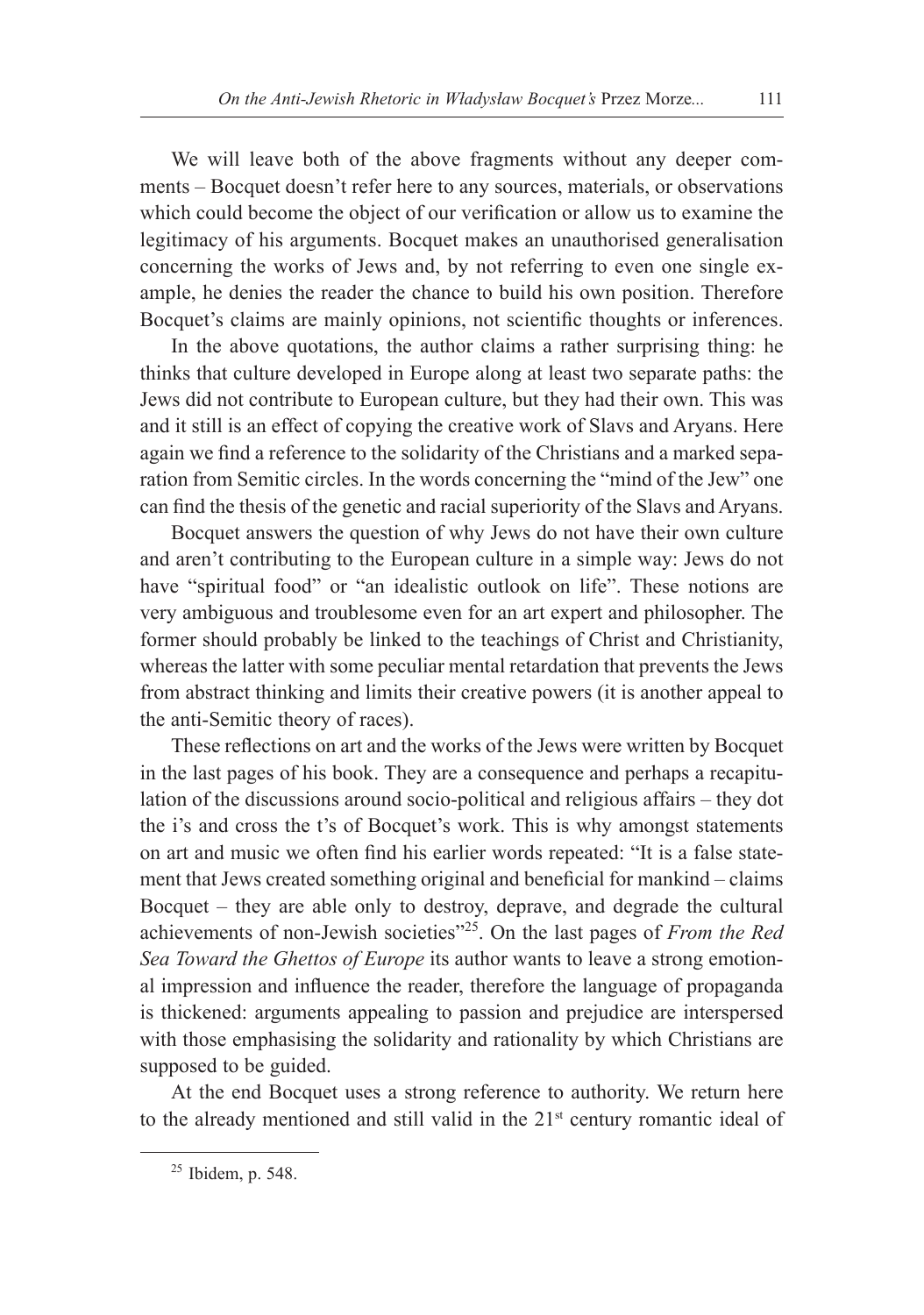We will leave both of the above fragments without any deeper comments – Bocquet doesn't refer here to any sources, materials, or observations which could become the object of our verification or allow us to examine the legitimacy of his arguments. Bocquet makes an unauthorised generalisation concerning the works of Jews and, by not referring to even one single example, he denies the reader the chance to build his own position. Therefore Bocquet's claims are mainly opinions, not scientific thoughts or inferences.

In the above quotations, the author claims a rather surprising thing: he thinks that culture developed in Europe along at least two separate paths: the Jews did not contribute to European culture, but they had their own. This was and it still is an effect of copying the creative work of Slavs and Aryans. Here again we find a reference to the solidarity of the Christians and a marked separation from Semitic circles. In the words concerning the "mind of the Jew" one can find the thesis of the genetic and racial superiority of the Slavs and Aryans.

Bocquet answers the question of why Jews do not have their own culture and aren't contributing to the European culture in a simple way: Jews do not have "spiritual food" or "an idealistic outlook on life". These notions are very ambiguous and troublesome even for an art expert and philosopher. The former should probably be linked to the teachings of Christ and Christianity, whereas the latter with some peculiar mental retardation that prevents the Jews from abstract thinking and limits their creative powers (it is another appeal to the anti-Semitic theory of races).

These reflections on art and the works of the Jews were written by Bocquet in the last pages of his book. They are a consequence and perhaps a recapitulation of the discussions around socio-political and religious affairs – they dot the i's and cross the t's of Bocquet's work. This is why amongst statements on art and music we often find his earlier words repeated: "It is a false statement that Jews created something original and beneficial for mankind – claims Bocquet – they are able only to destroy, deprave, and degrade the cultural achievements of non-Jewish societies"[25]. On the last pages of *From the Red Sea Toward the Ghettos of Europe* its author wants to leave a strong emotional impression and influence the reader, therefore the language of propaganda is thickened: arguments appealing to passion and prejudice are interspersed with those emphasising the solidarity and rationality by which Christians are supposed to be guided.

At the end Bocquet uses a strong reference to authority. We return here to the already mentioned and still valid in the 21[st] century romantic ideal of

---

[25] Ibidem, p. 548.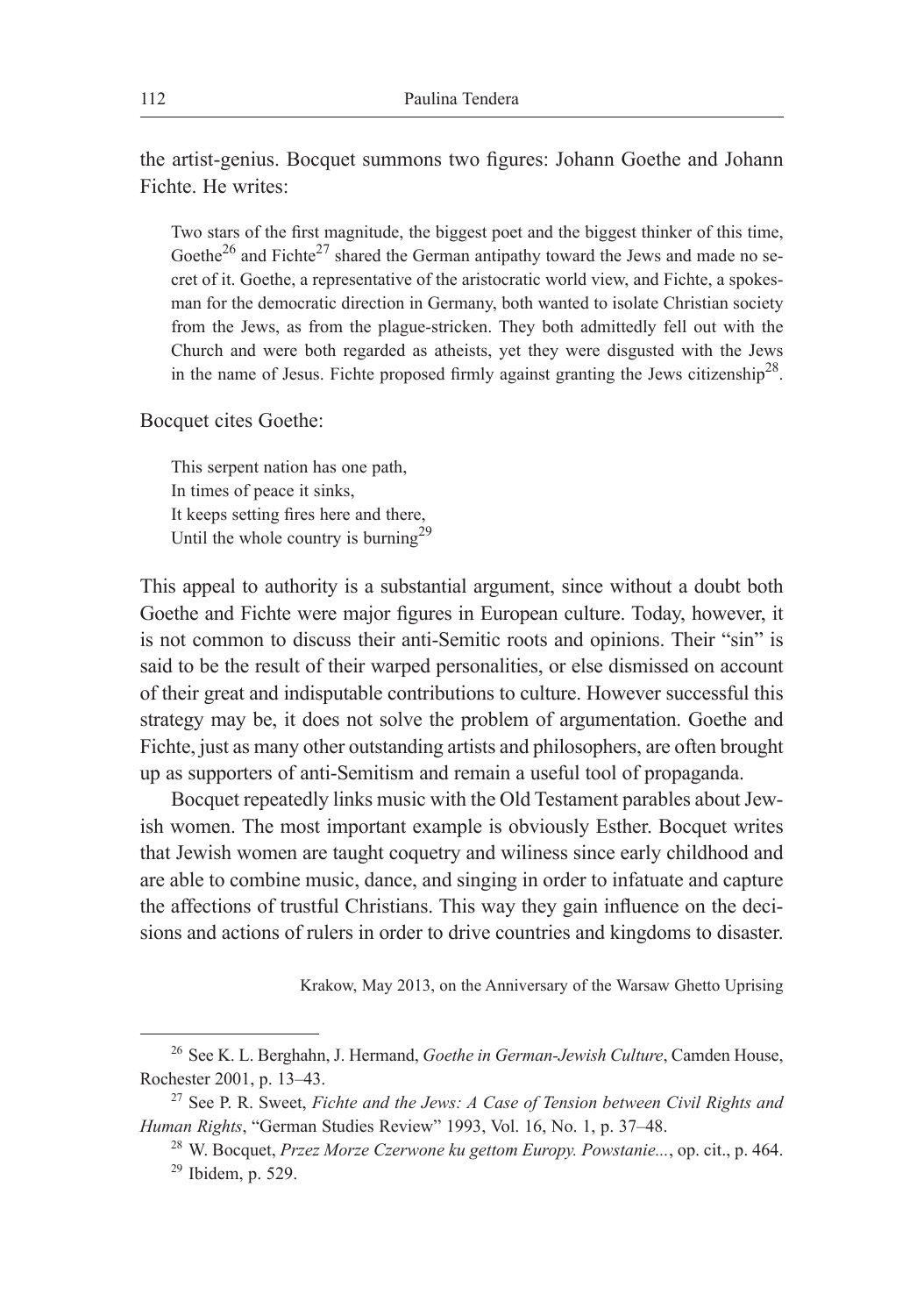the artist-genius. Bocquet summons two figures: Johann Goethe and Johann Fichte. He writes:

> Two stars of the first magnitude, the biggest poet and the biggest thinker of this time, Goethe[26] and Fichte[27] shared the German antipathy toward the Jews and made no secret of it. Goethe, a representative of the aristocratic world view, and Fichte, a spokesman for the democratic direction in Germany, both wanted to isolate Christian society from the Jews, as from the plague-stricken. They both admittedly fell out with the Church and were both regarded as atheists, yet they were disgusted with the Jews in the name of Jesus. Fichte proposed firmly against granting the Jews citizenship[28].

Bocquet cites Goethe:

> This serpent nation has one path,
> In times of peace it sinks,
> It keeps setting fires here and there,
> Until the whole country is burning[29]

This appeal to authority is a substantial argument, since without a doubt both Goethe and Fichte were major figures in European culture. Today, however, it is not common to discuss their anti-Semitic roots and opinions. Their "sin" is said to be the result of their warped personalities, or else dismissed on account of their great and indisputable contributions to culture. However successful this strategy may be, it does not solve the problem of argumentation. Goethe and Fichte, just as many other outstanding artists and philosophers, are often brought up as supporters of anti-Semitism and remain a useful tool of propaganda.

Bocquet repeatedly links music with the Old Testament parables about Jewish women. The most important example is obviously Esther. Bocquet writes that Jewish women are taught coquetry and wiliness since early childhood and are able to combine music, dance, and singing in order to infatuate and capture the affections of trustful Christians. This way they gain influence on the decisions and actions of rulers in order to drive countries and kingdoms to disaster.

Krakow, May 2013, on the Anniversary of the Warsaw Ghetto Uprising

---

[26] See K. L. Berghahn, J. Hermand, *Goethe in German-Jewish Culture*, Camden House, Rochester 2001, p. 13–43.

[27] See P. R. Sweet, *Fichte and the Jews: A Case of Tension between Civil Rights and Human Rights*, "German Studies Review" 1993, Vol. 16, No. 1, p. 37–48.

[28] W. Bocquet, *Przez Morze Czerwone ku gettom Europy. Powstanie...*, op. cit., p. 464.

[29] Ibidem, p. 529.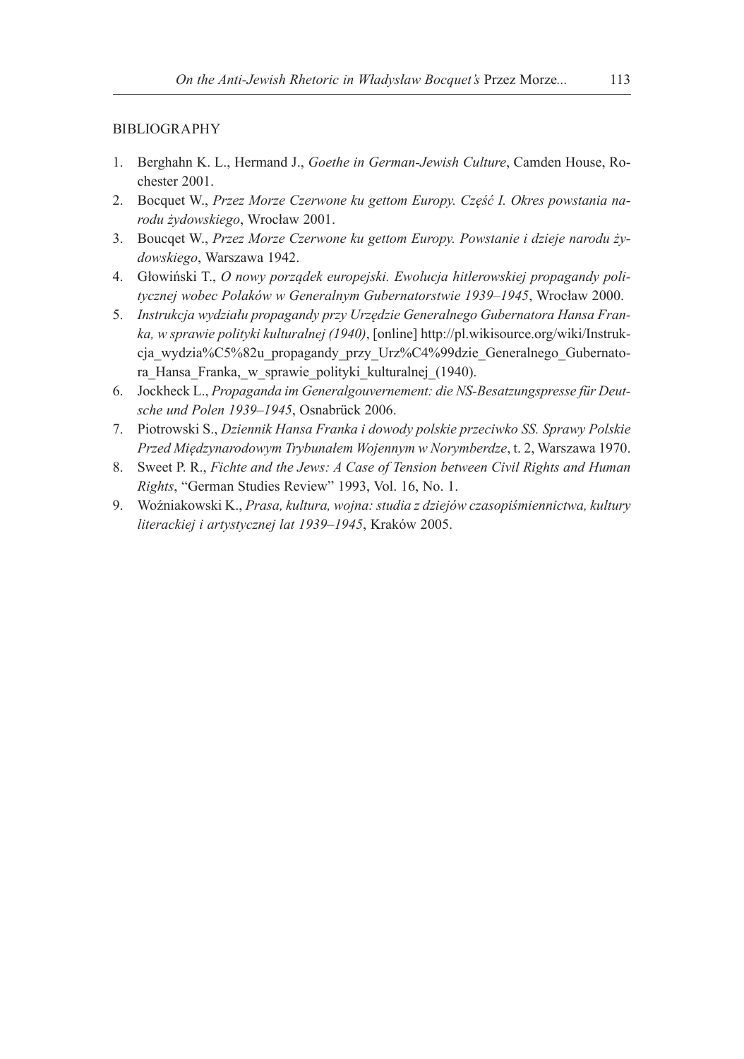## BIBLIOGRAPHY

1. Berghahn K. L., Hermand J., *Goethe in German-Jewish Culture*, Camden House, Rochester 2001.
2. Bocquet W., *Przez Morze Czerwone ku gettom Europy. Część I. Okres powstania narodu żydowskiego*, Wrocław 2001.
3. Boucqet W., *Przez Morze Czerwone ku gettom Europy. Powstanie i dzieje narodu żydowskiego*, Warszawa 1942.
4. Głowiński T., *O nowy porządek europejski. Ewolucja hitlerowskiej propagandy politycznej wobec Polaków w Generalnym Gubernatorstwie 1939–1945*, Wrocław 2000.
5. *Instrukcja wydziału propagandy przy Urzędzie Generalnego Gubernatora Hansa Franka, w sprawie polityki kulturalnej (1940)*, [online] http://pl.wikisource.org/wiki/Instrukcja_wydzia%C5%82u_propagandy_przy_Urz%C4%99dzie_Generalnego_Gubernatora_Hansa_Franka,_w_sprawie_polityki_kulturalnej_(1940).
6. Jockheck L., *Propaganda im Generalgouvernement: die NS-Besatzungspresse für Deutsche und Polen 1939–1945*, Osnabrück 2006.
7. Piotrowski S., *Dziennik Hansa Franka i dowody polskie przeciwko SS. Sprawy Polskie Przed Międzynarodowym Trybunałem Wojennym w Norymberdze*, t. 2, Warszawa 1970.
8. Sweet P. R., *Fichte and the Jews: A Case of Tension between Civil Rights and Human Rights*, "German Studies Review" 1993, Vol. 16, No. 1.
9. Woźniakowski K., *Prasa, kultura, wojna: studia z dziejów czasopiśmiennictwa, kultury literackiej i artystycznej lat 1939–1945*, Kraków 2005.